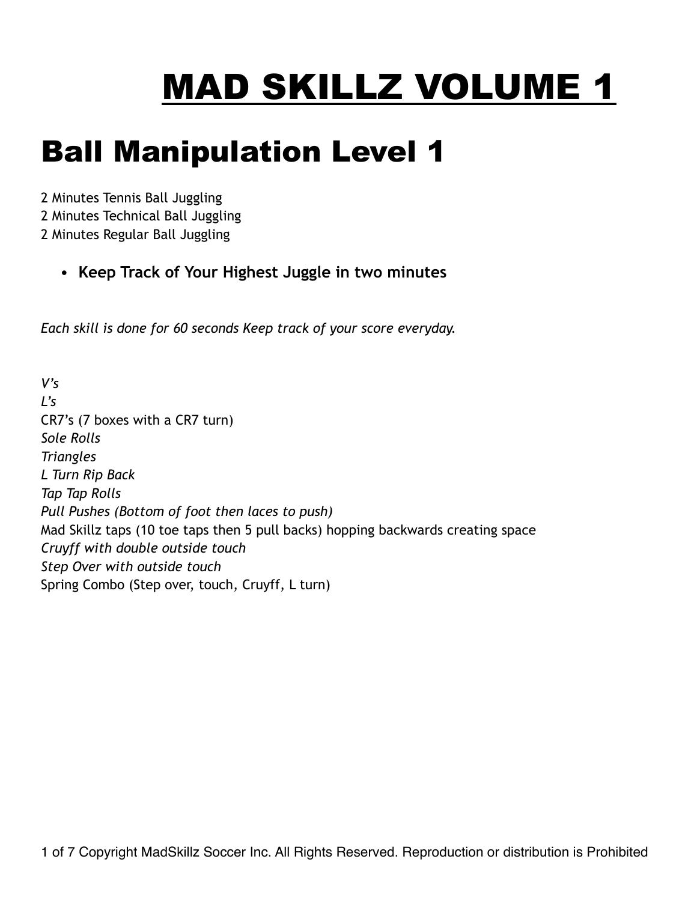# MAD SKILLZ VOLUME 1

## Ball Manipulation Level 1

2 Minutes Tennis Ball Juggling
2 Minutes Technical Ball Juggling
2 Minutes Regular Ball Juggling

- **Keep Track of Your Highest Juggle in two minutes**

*Each skill is done for 60 seconds Keep track of your score everyday.*

*V's*
*L's*
CR7's (7 boxes with a CR7 turn)
*Sole Rolls*
*Triangles*
*L Turn Rip Back*
*Tap Tap Rolls*
*Pull Pushes (Bottom of foot then laces to push)*
Mad Skillz taps (10 toe taps then 5 pull backs) hopping backwards creating space
*Cruyff with double outside touch*
*Step Over with outside touch*
Spring Combo (Step over, touch, Cruyff, L turn)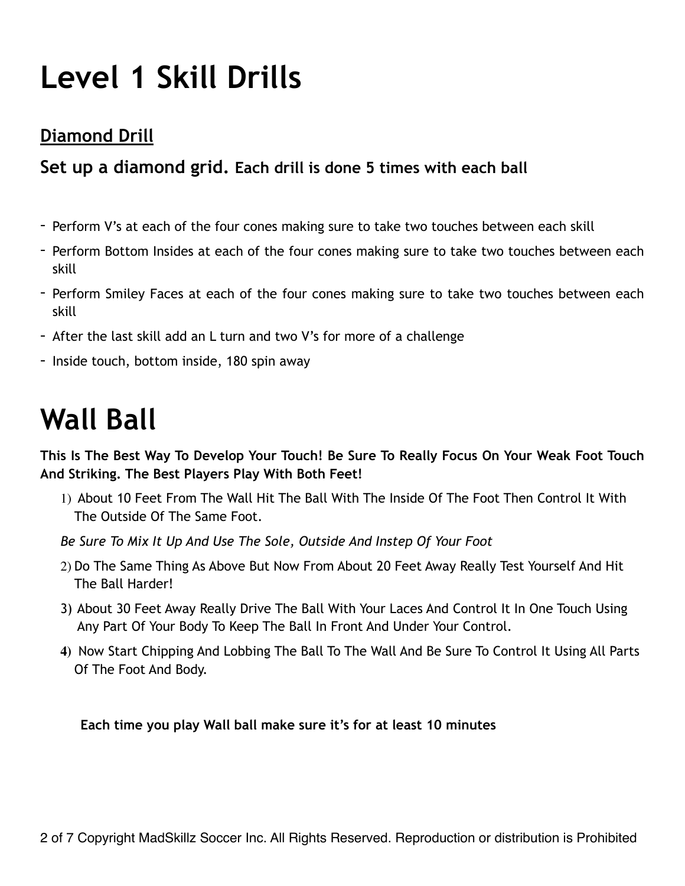# Level 1 Skill Drills

## Diamond Drill

### Set up a diamond grid. Each drill is done 5 times with each ball

- Perform V's at each of the four cones making sure to take two touches between each skill
- Perform Bottom Insides at each of the four cones making sure to take two touches between each skill
- Perform Smiley Faces at each of the four cones making sure to take two touches between each skill
- After the last skill add an L turn and two V's for more of a challenge
- Inside touch, bottom inside, 180 spin away

# Wall Ball

**This Is The Best Way To Develop Your Touch! Be Sure To Really Focus On Your Weak Foot Touch And Striking. The Best Players Play With Both Feet!**

1) About 10 Feet From The Wall Hit The Ball With The Inside Of The Foot Then Control It With The Outside Of The Same Foot.

*Be Sure To Mix It Up And Use The Sole, Outside And Instep Of Your Foot*

2) Do The Same Thing As Above But Now From About 20 Feet Away Really Test Yourself And Hit The Ball Harder!

3) About 30 Feet Away Really Drive The Ball With Your Laces And Control It In One Touch Using Any Part Of Your Body To Keep The Ball In Front And Under Your Control.

4) Now Start Chipping And Lobbing The Ball To The Wall And Be Sure To Control It Using All Parts Of The Foot And Body.

**Each time you play Wall ball make sure it's for at least 10 minutes**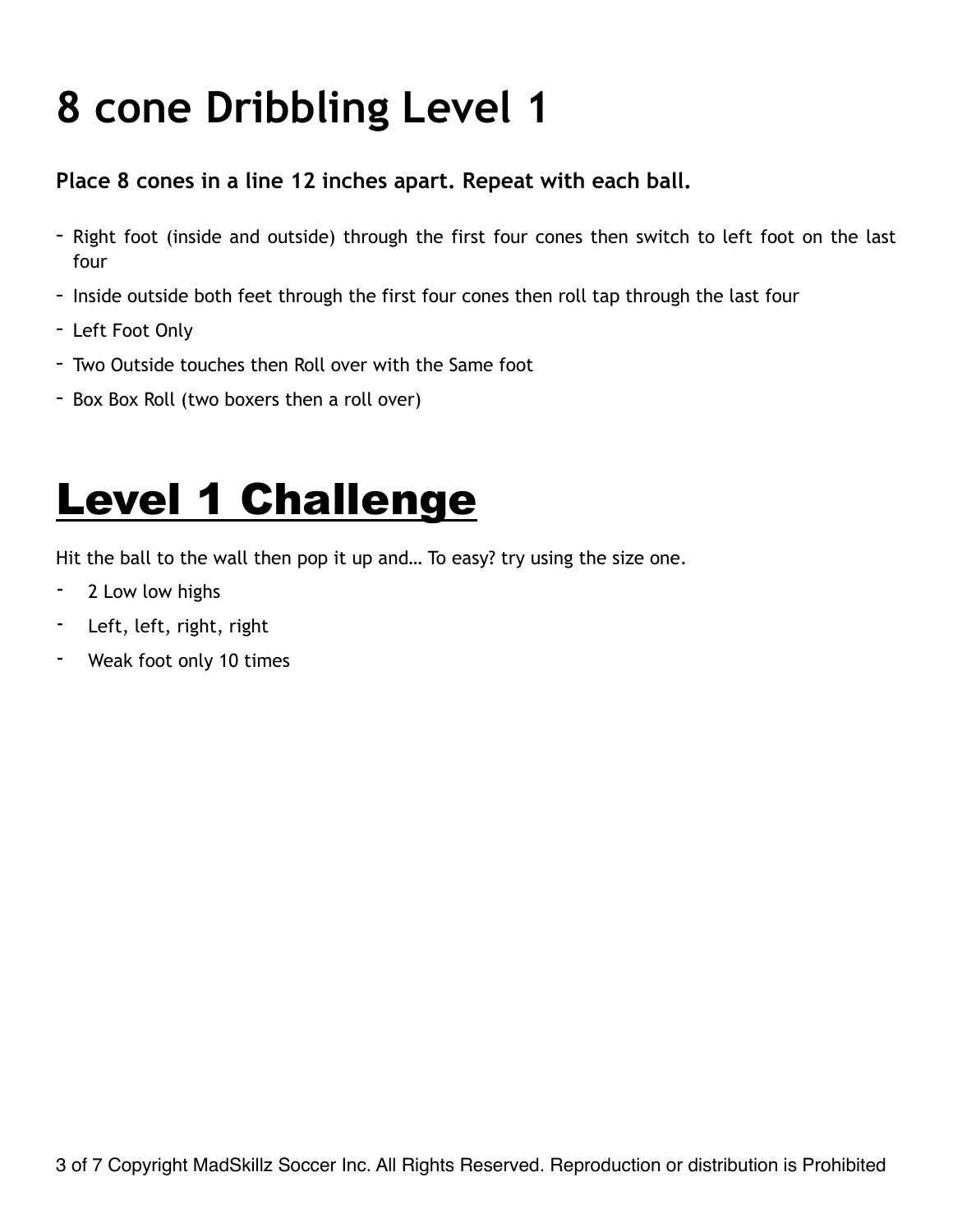# 8 cone Dribbling Level 1

**Place 8 cones in a line 12 inches apart. Repeat with each ball.**

- Right foot (inside and outside) through the first four cones then switch to left foot on the last four
- Inside outside both feet through the first four cones then roll tap through the last four
- Left Foot Only
- Two Outside touches then Roll over with the Same foot
- Box Box Roll (two boxers then a roll over)

# <u>Level 1 Challenge</u>

Hit the ball to the wall then pop it up and… To easy? try using the size one.

- 2 Low low highs
- Left, left, right, right
- Weak foot only 10 times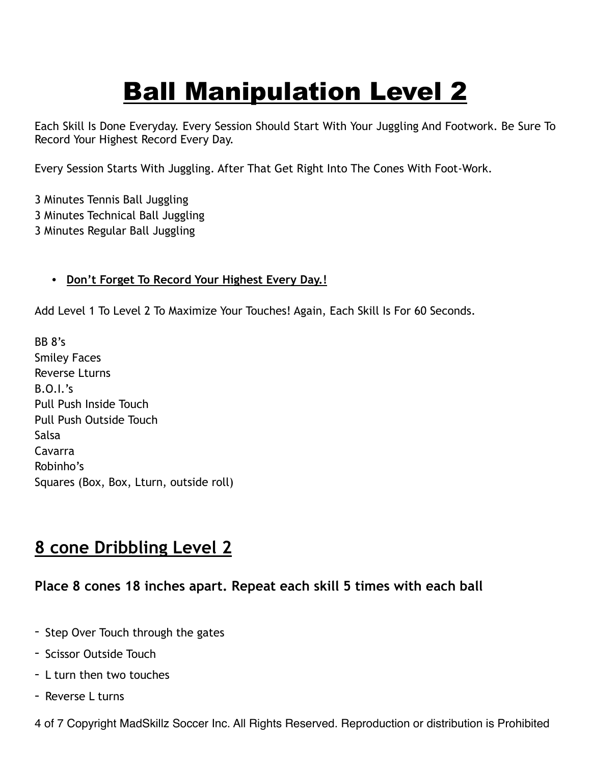# Ball Manipulation Level 2

Each Skill Is Done Everyday. Every Session Should Start With Your Juggling And Footwork. Be Sure To Record Your Highest Record Every Day.

Every Session Starts With Juggling. After That Get Right Into The Cones With Foot-Work.

3 Minutes Tennis Ball Juggling
3 Minutes Technical Ball Juggling
3 Minutes Regular Ball Juggling

- **Don't Forget To Record Your Highest Every Day.!**

Add Level 1 To Level 2 To Maximize Your Touches! Again, Each Skill Is For 60 Seconds.

BB 8's
Smiley Faces
Reverse Lturns
B.O.I.'s
Pull Push Inside Touch
Pull Push Outside Touch
Salsa
Cavarra
Robinho's
Squares (Box, Box, Lturn, outside roll)

## 8 cone Dribbling Level 2

### Place 8 cones 18 inches apart. Repeat each skill 5 times with each ball

- Step Over Touch through the gates
- Scissor Outside Touch
- L turn then two touches
- Reverse L turns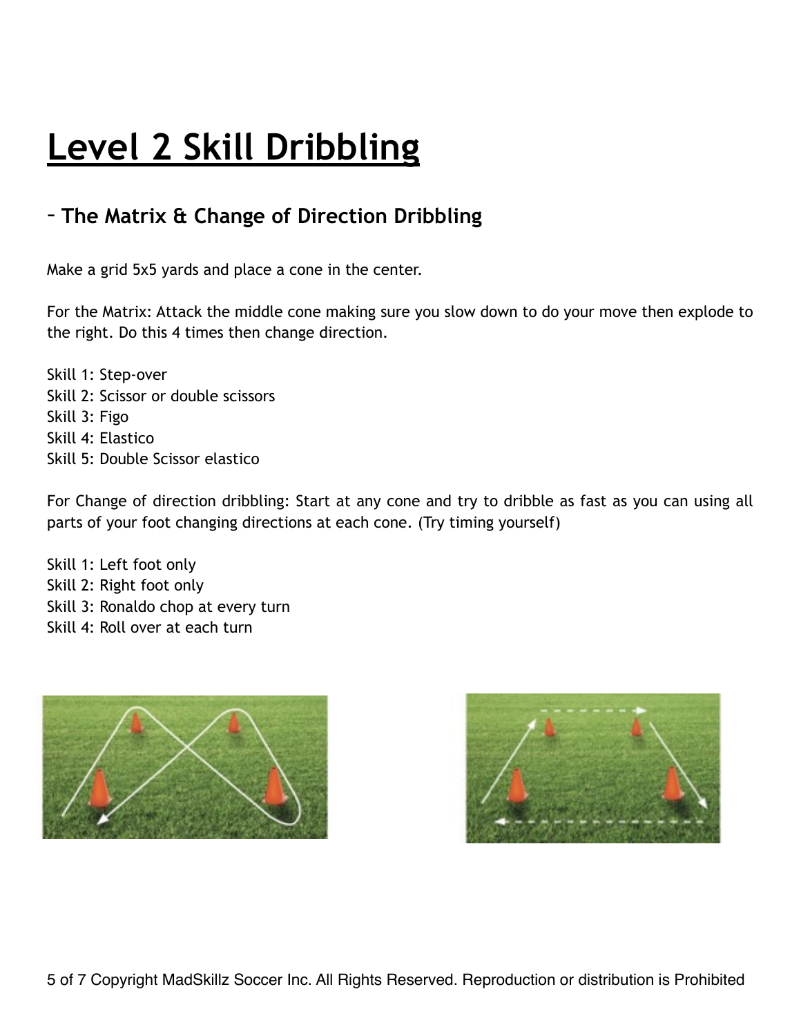# Level 2 Skill Dribbling

## - The Matrix & Change of Direction Dribbling

Make a grid 5x5 yards and place a cone in the center.

For the Matrix: Attack the middle cone making sure you slow down to do your move then explode to the right. Do this 4 times then change direction.

Skill 1: Step-over
Skill 2: Scissor or double scissors
Skill 3: Figo
Skill 4: Elastico
Skill 5: Double Scissor elastico

For Change of direction dribbling: Start at any cone and try to dribble as fast as you can using all parts of your foot changing directions at each cone. (Try timing yourself)

Skill 1: Left foot only
Skill 2: Right foot only
Skill 3: Ronaldo chop at every turn
Skill 4: Roll over at each turn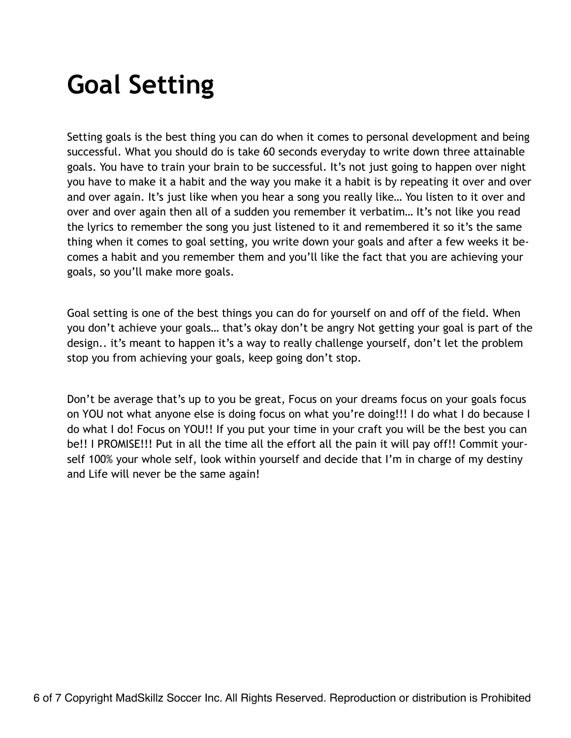# Goal Setting

Setting goals is the best thing you can do when it comes to personal development and being successful. What you should do is take 60 seconds everyday to write down three attainable goals. You have to train your brain to be successful. It's not just going to happen over night you have to make it a habit and the way you make it a habit is by repeating it over and over and over again. It's just like when you hear a song you really like… You listen to it over and over and over again then all of a sudden you remember it verbatim… It's not like you read the lyrics to remember the song you just listened to it and remembered it so it's the same thing when it comes to goal setting, you write down your goals and after a few weeks it becomes a habit and you remember them and you'll like the fact that you are achieving your goals, so you'll make more goals.

Goal setting is one of the best things you can do for yourself on and off of the field. When you don't achieve your goals… that's okay don't be angry Not getting your goal is part of the design.. it's meant to happen it's a way to really challenge yourself, don't let the problem stop you from achieving your goals, keep going don't stop.

Don't be average that's up to you be great, Focus on your dreams focus on your goals focus on YOU not what anyone else is doing focus on what you're doing!!! I do what I do because I do what I do! Focus on YOU!! If you put your time in your craft you will be the best you can be!! I PROMISE!!! Put in all the time all the effort all the pain it will pay off!! Commit yourself 100% your whole self, look within yourself and decide that I'm in charge of my destiny and Life will never be the same again!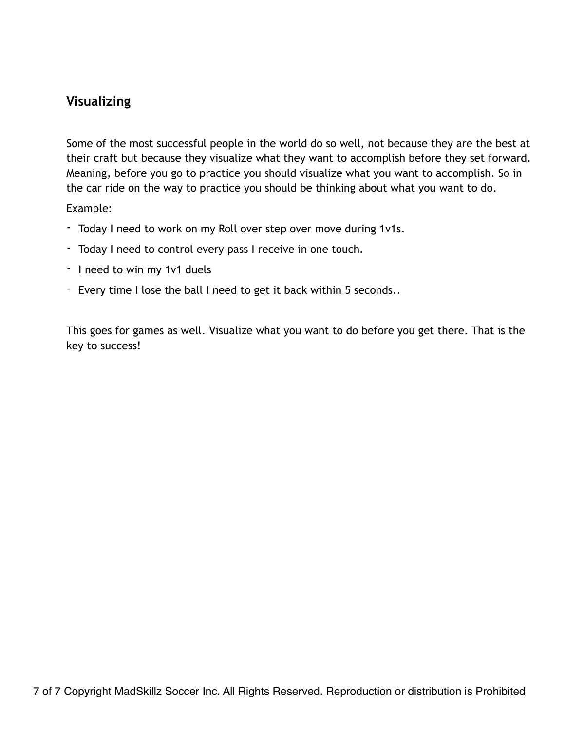## Visualizing

Some of the most successful people in the world do so well, not because they are the best at their craft but because they visualize what they want to accomplish before they set forward. Meaning, before you go to practice you should visualize what you want to accomplish. So in the car ride on the way to practice you should be thinking about what you want to do.

Example:

- Today I need to work on my Roll over step over move during 1v1s.
- Today I need to control every pass I receive in one touch.
- I need to win my 1v1 duels
- Every time I lose the ball I need to get it back within 5 seconds..

This goes for games as well. Visualize what you want to do before you get there. That is the key to success!